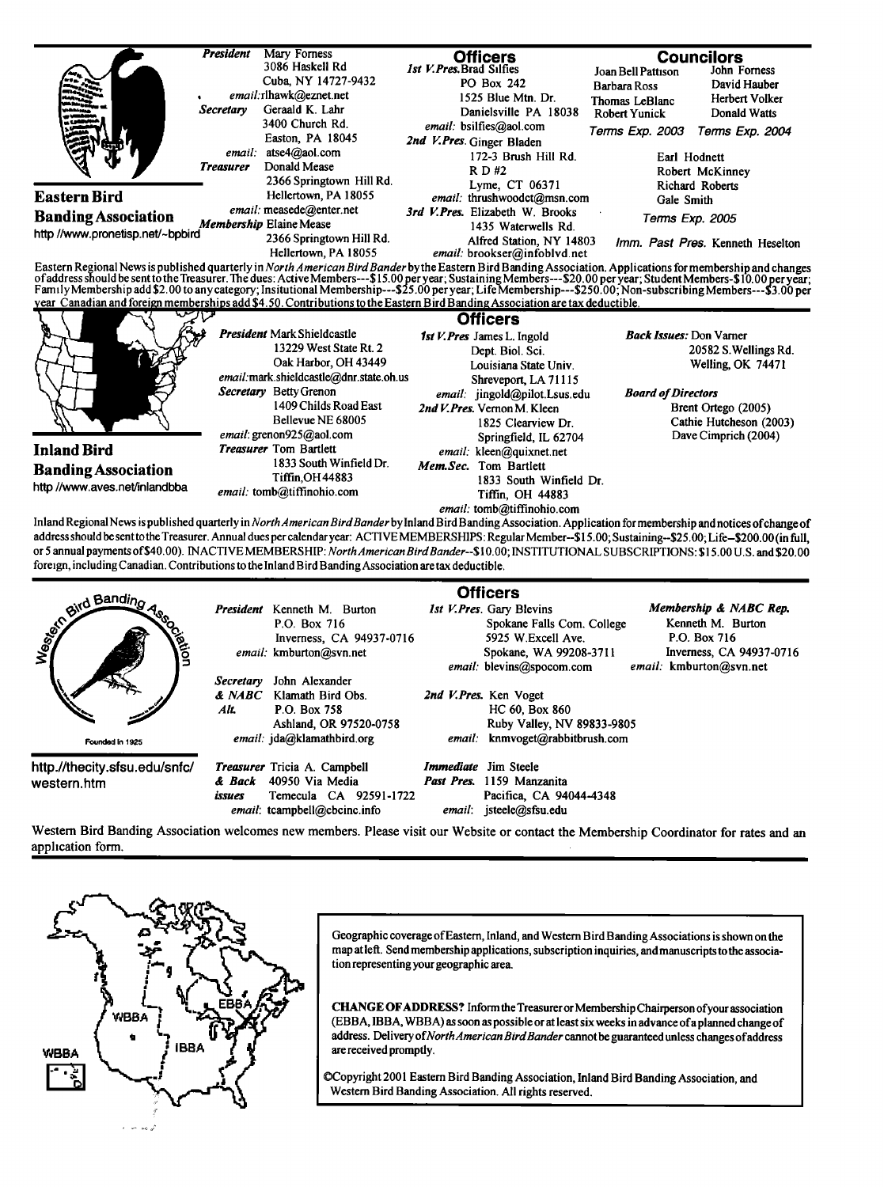## Eastern Bird Banding Association

http //www.pronetisp.net/~bpbird

**President** Mary Forness
3086 Haskell Rd
Cuba, NY 14727-9432
*email:* rlhawk@eznet.net

**Secretary** Geraald K. Lahr
3400 Church Rd.
Easton, PA 18045
*email:* atse4@aol.com

**Treasurer** Donald Mease
2366 Springtown Hill Rd.
Hellertown, PA 18055
*email:* measede@enter.net

**Membership** Elaine Mease
2366 Springtown Hill Rd.
Hellertown, PA 18055

### Officers

**1st V.Pres.** Brad Silfies
PO Box 242
1525 Blue Mtn. Dr.
Danielsville PA 18038
*email:* bsilfies@aol.com

**2nd V.Pres.** Ginger Bladen
172-3 Brush Hill Rd.
R D #2
Lyme, CT 06371
*email:* thrushwoodct@msn.com

**3rd V.Pres.** Elizabeth W. Brooks
1435 Waterwells Rd.
Alfred Station, NY 14803
*email:* brookser@infoblvd.net

### Councilors

| Terms Exp. 2003 | Terms Exp. 2004 |
|---|---|
| Joan Bell Pattison | John Forness |
| Barbara Ross | David Hauber |
| Thomas LeBlanc | Herbert Volker |
| Robert Yunick | Donald Watts |

*Terms Exp. 2005*: Earl Hodnett, Robert McKinney, Richard Roberts, Gale Smith

*Imm. Past Pres.* Kenneth Heselton

Eastern Regional News is published quarterly in *North American Bird Bander* by the Eastern Bird Banding Association. Applications for membership and changes of address should be sent to the Treasurer. The dues: Active Members---$15.00 per year; Sustaining Members---$20.00 per year; Student Members-$10.00 per year; Family Membership add $2.00 to any category; Insitutional Membership---$25.00 per year; Life Membership---$250.00; Non-subscribing Members---$3.00 per year Canadian and foreign memberships add $4.50. Contributions to the Eastern Bird Banding Association are tax deductible.

## Inland Bird Banding Association

http //www.aves.net/inlandbba

**President** Mark Shieldcastle
13229 West State Rt. 2
Oak Harbor, OH 43449
*email:* mark.shieldcastle@dnr.state.oh.us

**Secretary** Betty Grenon
1409 Childs Road East
Bellevue NE 68005
*email:* grenon925@aol.com

**Treasurer** Tom Bartlett
1833 South Winfield Dr.
Tiffin, OH 44883
*email:* tomb@tiffinohio.com

### Officers

**1st V.Pres** James L. Ingold
Dept. Biol. Sci.
Louisiana State Univ.
Shreveport, LA 71115
*email:* jingold@pilot.Lsus.edu

**2nd V.Pres.** Vernon M. Kleen
1825 Clearview Dr.
Springfield, IL 62704
*email:* kleen@quixnet.net

**Mem.Sec.** Tom Bartlett
1833 South Winfield Dr.
Tiffin, OH 44883
*email:* tomb@tiffinohio.com

**Back Issues:** Don Varner
20582 S.Wellings Rd.
Welling, OK 74471

**Board of Directors**
Brent Ortego (2005)
Cathie Hutcheson (2003)
Dave Cimprich (2004)

Inland Regional News is published quarterly in *North American Bird Bander* by Inland Bird Banding Association. Application for membership and notices of change of address should be sent to the Treasurer. Annual dues per calendar year: ACTIVE MEMBERSHIPS: Regular Member--$15.00; Sustaining--$25.00; Life--$200.00 (in full, or 5 annual payments of $40.00). INACTIVE MEMBERSHIP: *North American Bird Bander*--$10.00; INSTITUTIONAL SUBSCRIPTIONS: $15.00 U.S. and $20.00 foreign, including Canadian. Contributions to the Inland Bird Banding Association are tax deductible.

## Western Bird Banding Association

Founded in 1925

http://thecity.sfsu.edu/snfc/western.htm

**President** Kenneth M. Burton
P.O. Box 716
Inverness, CA 94937-0716
*email:* kmburton@svn.net

**Secretary & NABC Alt.** John Alexander
Klamath Bird Obs.
P.O. Box 758
Ashland, OR 97520-0758
*email:* jda@klamathbird.org

**Treasurer & Back issues** Tricia A. Campbell
40950 Via Media
Temecula CA 92591-1722
*email:* tcampbell@cbcinc.info

### Officers

**1st V.Pres.** Gary Blevins
Spokane Falls Com. College
5925 W.Excell Ave.
Spokane, WA 99208-3711
*email:* blevins@spocom.com

**2nd V.Pres.** Ken Voget
HC 60, Box 860
Ruby Valley, NV 89833-9805
*email:* knmvoget@rabbitbrush.com

**Immediate Past Pres.** Jim Steele
1159 Manzanita
Pacifica, CA 94044-4348
*email:* jsteele@sfsu.edu

**Membership & NABC Rep.** Kenneth M. Burton
P.O. Box 716
Inverness, CA 94937-0716
*email:* kmburton@svn.net

Western Bird Banding Association welcomes new members. Please visit our Website or contact the Membership Coordinator for rates and an application form.

---

Geographic coverage of Eastern, Inland, and Western Bird Banding Associations is shown on the map at left. Send membership applications, subscription inquiries, and manuscripts to the association representing your geographic area.

**CHANGE OF ADDRESS?** Inform the Treasurer or Membership Chairperson of your association (EBBA, IBBA, WBBA) as soon as possible or at least six weeks in advance of a planned change of address. Delivery of *North American Bird Bander* cannot be guaranteed unless changes of address are received promptly.

©Copyright 2001 Eastern Bird Banding Association, Inland Bird Banding Association, and Western Bird Banding Association. All rights reserved.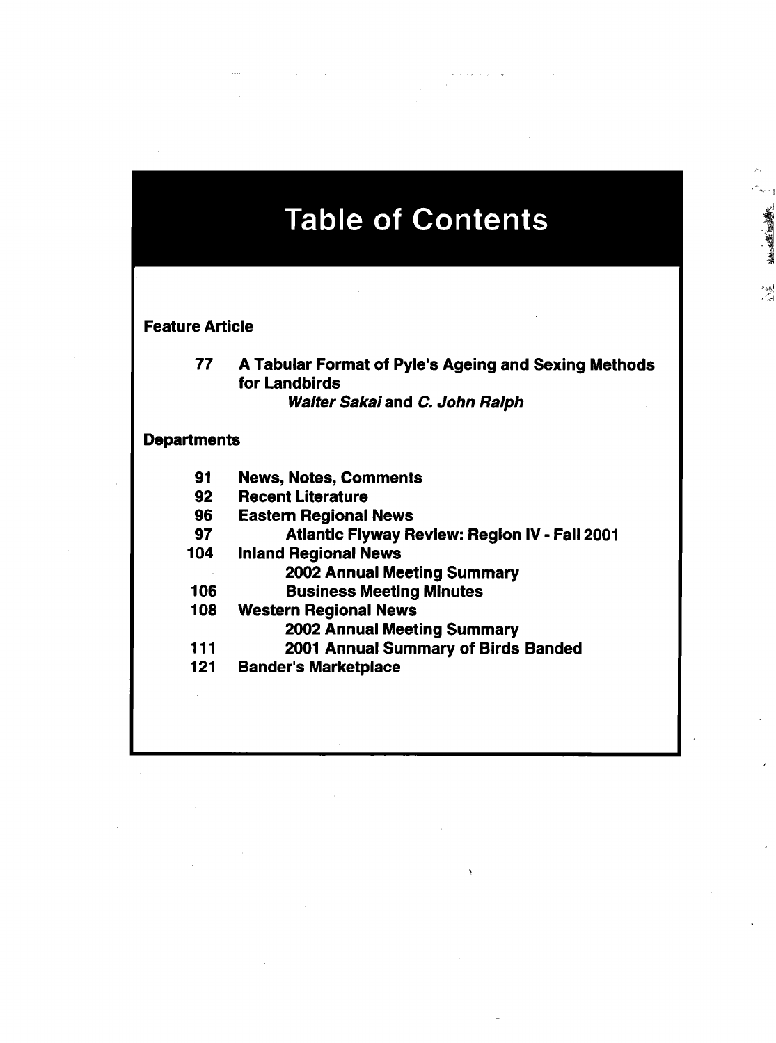# Table of Contents

**Feature Article**

**77 A Tabular Format of Pyle's Ageing and Sexing Methods for Landbirds**
***Walter Sakai*** **and** ***C. John Ralph***

**Departments**

**91 News, Notes, Comments**
**92 Recent Literature**
**96 Eastern Regional News**
**97 Atlantic Flyway Review: Region IV - Fall 2001**
**104 Inland Regional News**
**2002 Annual Meeting Summary**
**106 Business Meeting Minutes**
**108 Western Regional News**
**2002 Annual Meeting Summary**
**111 2001 Annual Summary of Birds Banded**
**121 Bander's Marketplace**